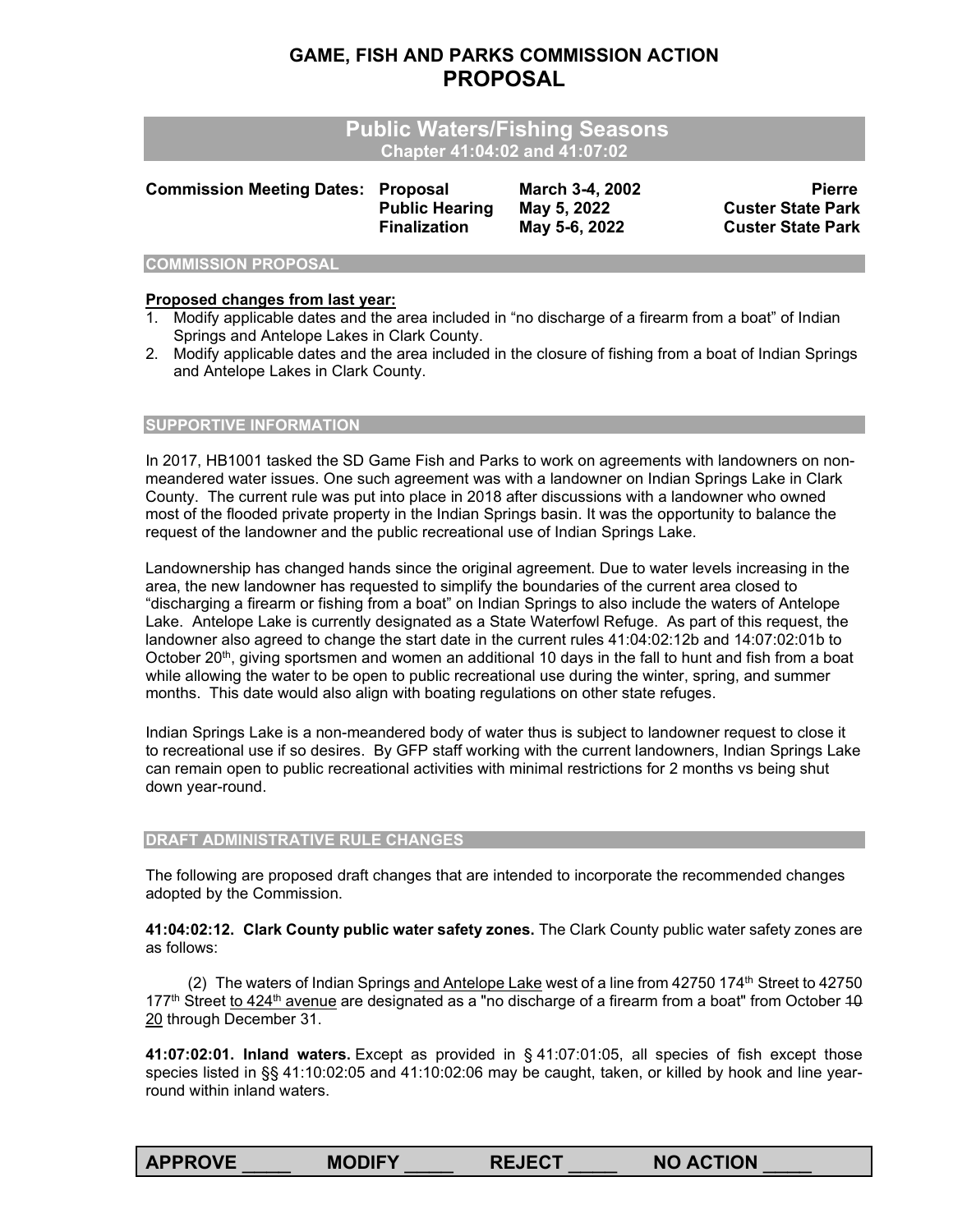# GAME, FISH AND PARKS COMMISSION ACTION
# PROPOSAL

## Public Waters/Fishing Seasons
### Chapter 41:04:02 and 41:07:02

| **Commission Meeting Dates:** | **Proposal** | **March 3-4, 2002** | **Pierre** |
|---|---|---|---|
| | **Public Hearing** | **May 5, 2022** | **Custer State Park** |
| | **Finalization** | **May 5-6, 2022** | **Custer State Park** |

### COMMISSION PROPOSAL

**Proposed changes from last year:**

1. Modify applicable dates and the area included in "no discharge of a firearm from a boat" of Indian Springs and Antelope Lakes in Clark County.
2. Modify applicable dates and the area included in the closure of fishing from a boat of Indian Springs and Antelope Lakes in Clark County.

### SUPPORTIVE INFORMATION

In 2017, HB1001 tasked the SD Game Fish and Parks to work on agreements with landowners on non-meandered water issues. One such agreement was with a landowner on Indian Springs Lake in Clark County. The current rule was put into place in 2018 after discussions with a landowner who owned most of the flooded private property in the Indian Springs basin. It was the opportunity to balance the request of the landowner and the public recreational use of Indian Springs Lake.

Landownership has changed hands since the original agreement. Due to water levels increasing in the area, the new landowner has requested to simplify the boundaries of the current area closed to "discharging a firearm or fishing from a boat" on Indian Springs to also include the waters of Antelope Lake. Antelope Lake is currently designated as a State Waterfowl Refuge. As part of this request, the landowner also agreed to change the start date in the current rules 41:04:02:12b and 14:07:02:01b to October 20th, giving sportsmen and women an additional 10 days in the fall to hunt and fish from a boat while allowing the water to be open to public recreational use during the winter, spring, and summer months. This date would also align with boating regulations on other state refuges.

Indian Springs Lake is a non-meandered body of water thus is subject to landowner request to close it to recreational use if so desires. By GFP staff working with the current landowners, Indian Springs Lake can remain open to public recreational activities with minimal restrictions for 2 months vs being shut down year-round.

### DRAFT ADMINISTRATIVE RULE CHANGES

The following are proposed draft changes that are intended to incorporate the recommended changes adopted by the Commission.

**41:04:02:12. Clark County public water safety zones.** The Clark County public water safety zones are as follows:

(2) The waters of Indian Springs <u>and Antelope Lake</u> west of a line from 42750 174th Street to 42750 177th Street <u>to 424th avenue</u> are designated as a "no discharge of a firearm from a boat" from October ~~10~~ <u>20</u> through December 31.

**41:07:02:01. Inland waters.** Except as provided in § 41:07:01:05, all species of fish except those species listed in §§ 41:10:02:05 and 41:10:02:06 may be caught, taken, or killed by hook and line year-round within inland waters.

| **APPROVE \_\_\_\_\_** | **MODIFY \_\_\_\_\_** | **REJECT \_\_\_\_\_** | **NO ACTION \_\_\_\_\_** |
|---|---|---|---|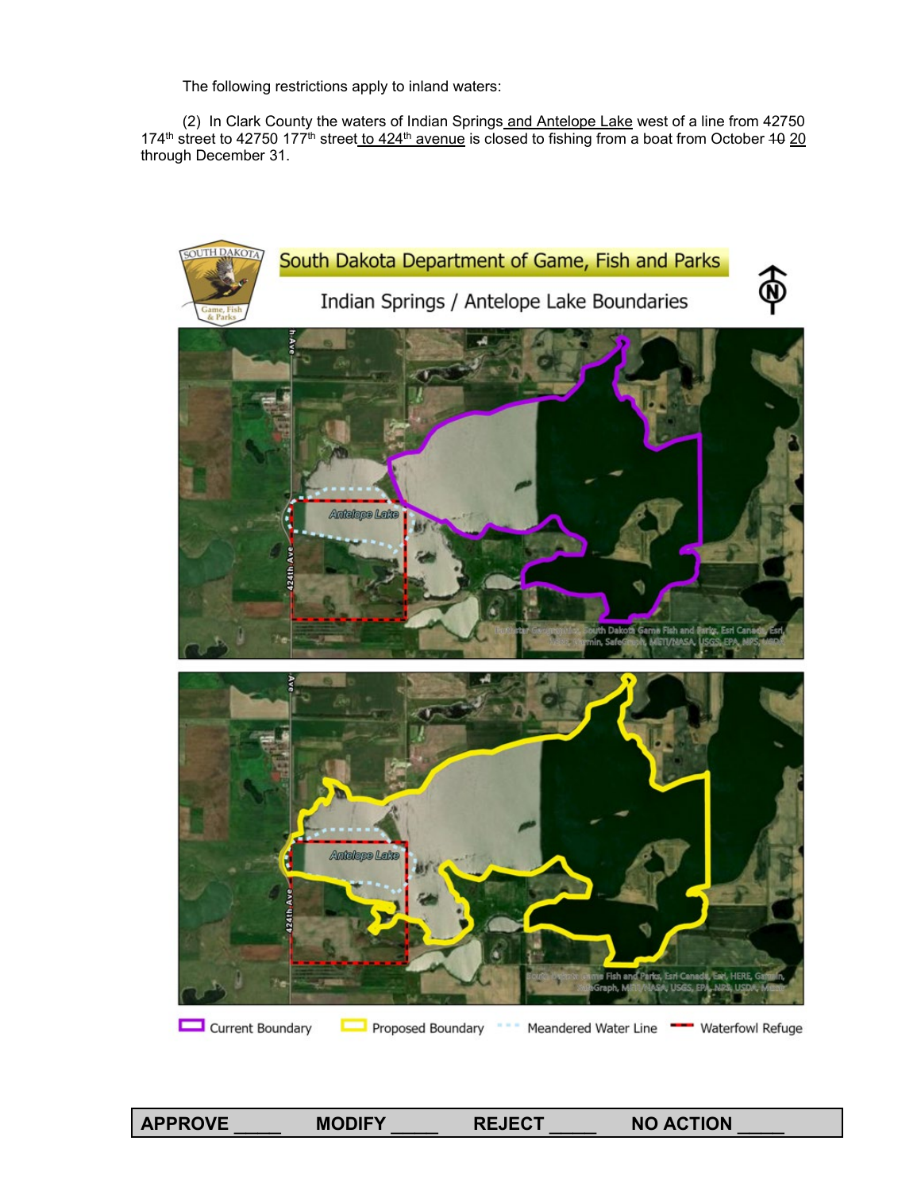The following restrictions apply to inland waters:

(2) In Clark County the waters of Indian Springs <u>and Antelope Lake</u> west of a line from 42750 174th street to 42750 177th street <u>to 424th avenue</u> is closed to fishing from a boat from October ~~10~~ <u>20</u> through December 31.

South Dakota Department of Game, Fish and Parks

Indian Springs / Antelope Lake Boundaries

Current Boundary | Proposed Boundary | Meandered Water Line | Waterfowl Refuge

| APPROVE _____ | MODIFY _____ | REJECT _____ | NO ACTION _____ |
| --- | --- | --- | --- |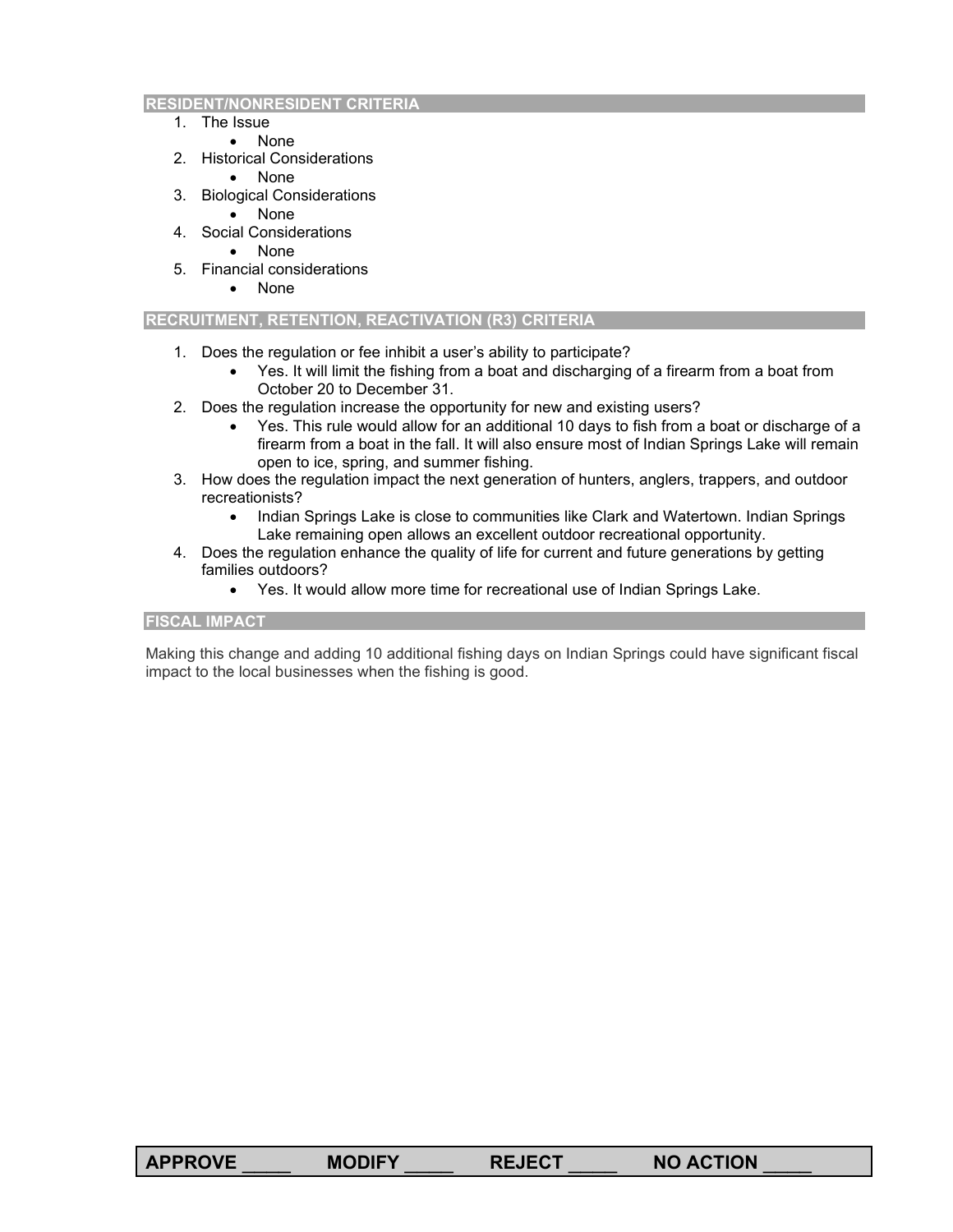## RESIDENT/NONRESIDENT CRITERIA

1. The Issue
   - None
2. Historical Considerations
   - None
3. Biological Considerations
   - None
4. Social Considerations
   - None
5. Financial considerations
   - None

## RECRUITMENT, RETENTION, REACTIVATION (R3) CRITERIA

1. Does the regulation or fee inhibit a user's ability to participate?
   - Yes. It will limit the fishing from a boat and discharging of a firearm from a boat from October 20 to December 31.
2. Does the regulation increase the opportunity for new and existing users?
   - Yes. This rule would allow for an additional 10 days to fish from a boat or discharge of a firearm from a boat in the fall. It will also ensure most of Indian Springs Lake will remain open to ice, spring, and summer fishing.
3. How does the regulation impact the next generation of hunters, anglers, trappers, and outdoor recreationists?
   - Indian Springs Lake is close to communities like Clark and Watertown. Indian Springs Lake remaining open allows an excellent outdoor recreational opportunity.
4. Does the regulation enhance the quality of life for current and future generations by getting families outdoors?
   - Yes. It would allow more time for recreational use of Indian Springs Lake.

## FISCAL IMPACT

Making this change and adding 10 additional fishing days on Indian Springs could have significant fiscal impact to the local businesses when the fishing is good.

**APPROVE _____ MODIFY _____ REJECT _____ NO ACTION _____**